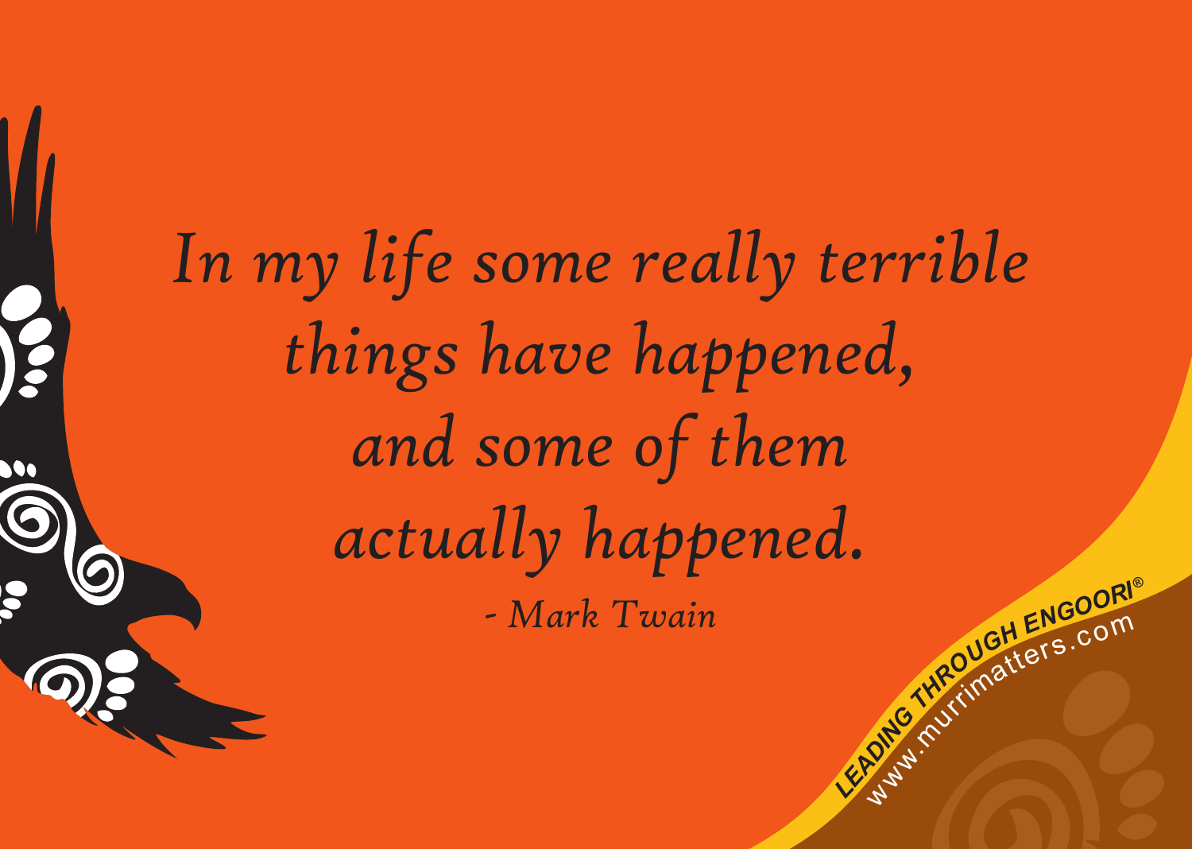*In my life some really terrible things have happened, and some of them actually happened.*

*- Mark Twain*

**LEADING THROUGH ENGOORI®**

www.murrimatters.com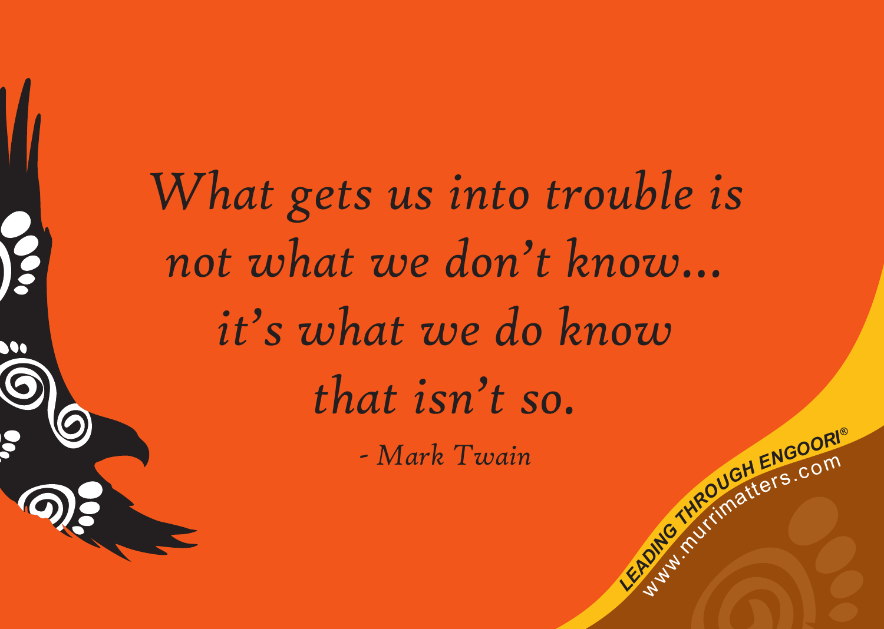*What gets us into trouble is not what we don't know... it's what we do know that isn't so.*

*- Mark Twain*

LEADING THROUGH ENGOORI®

www.murrimatters.com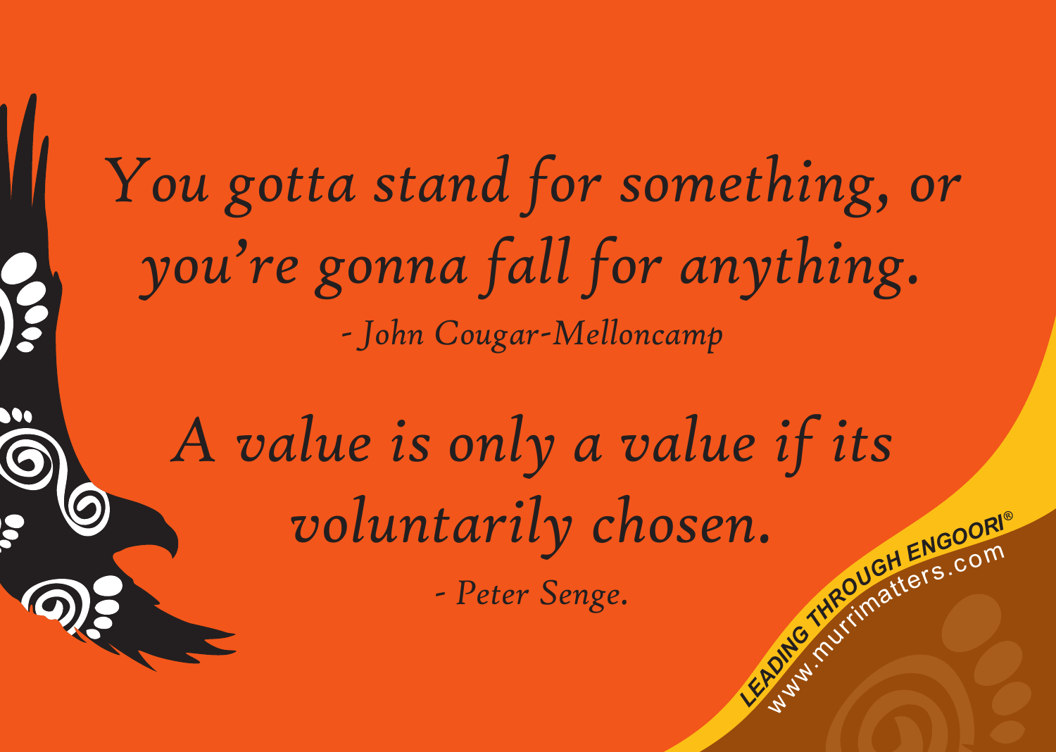*You gotta stand for something, or you're gonna fall for anything.*

*- John Cougar-Melloncamp*

*A value is only a value if its voluntarily chosen.*

*- Peter Senge.*

LEADING THROUGH ENGOORI®

www.murrimatters.com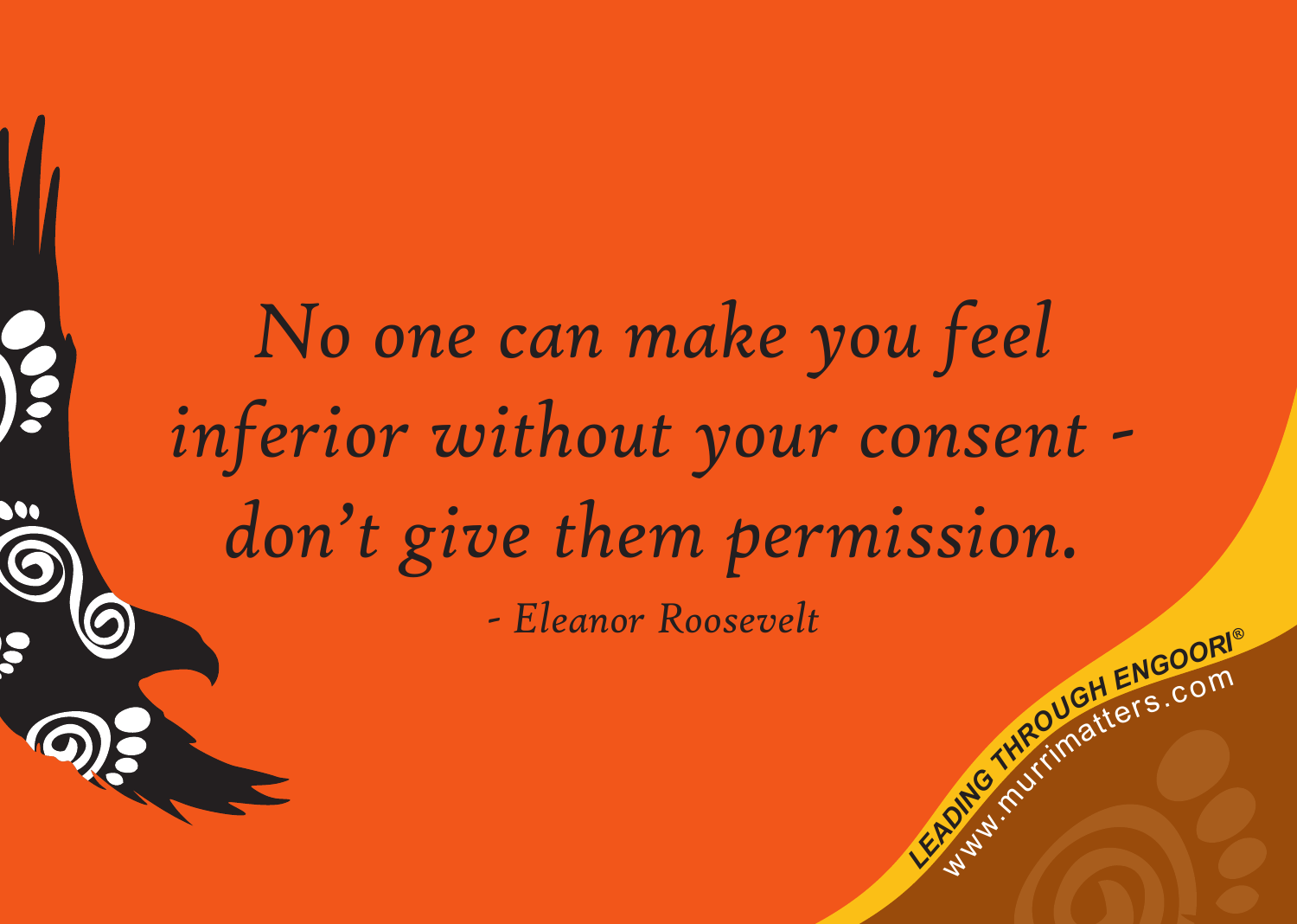*No one can make you feel inferior without your consent - don't give them permission.*

*- Eleanor Roosevelt*

LEADING THROUGH ENGOORI®

www.murrimatters.com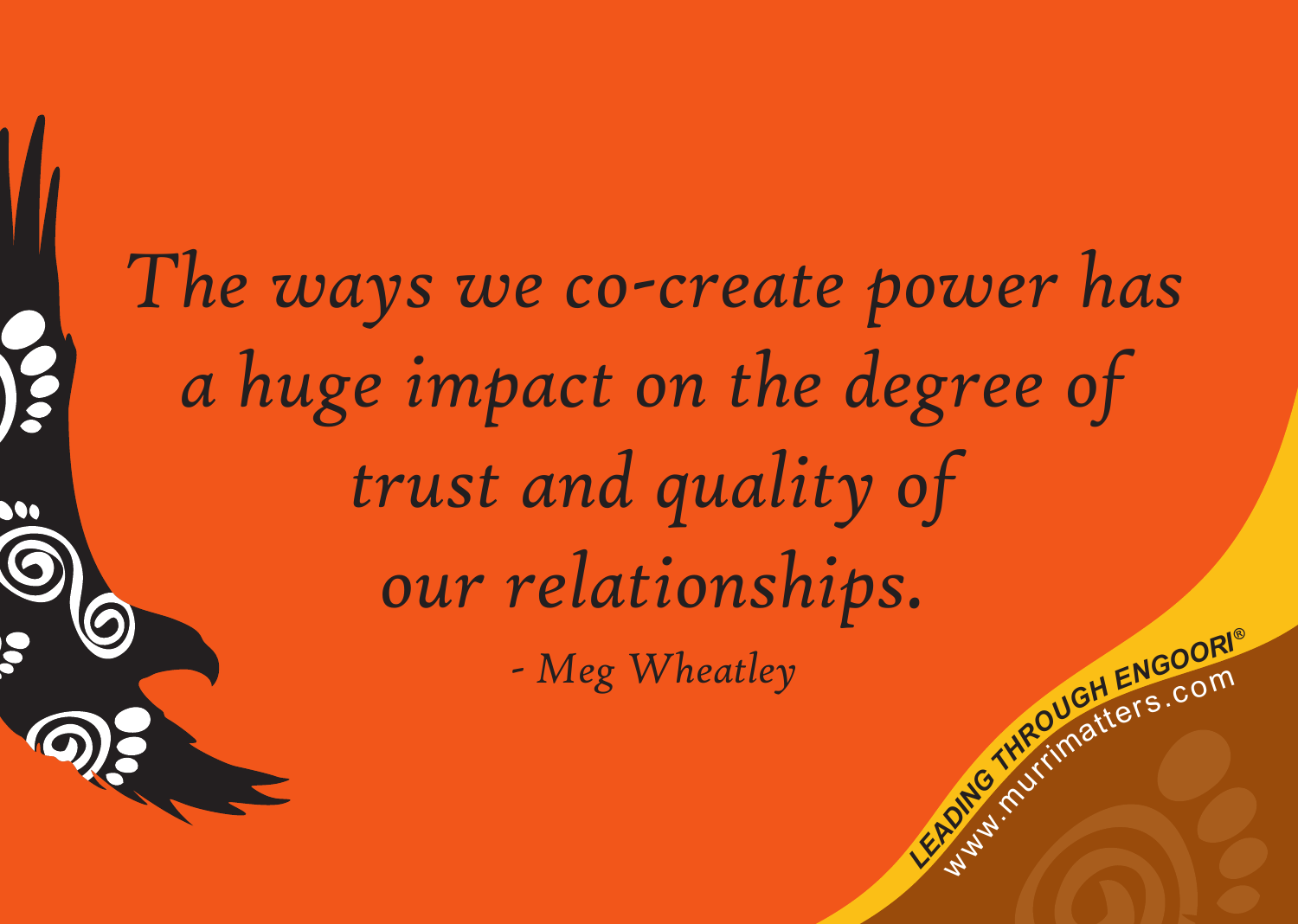*The ways we co-create power has a huge impact on the degree of trust and quality of our relationships.*

*- Meg Wheatley*

LEADING THROUGH ENGOORI®

www.murrimatters.com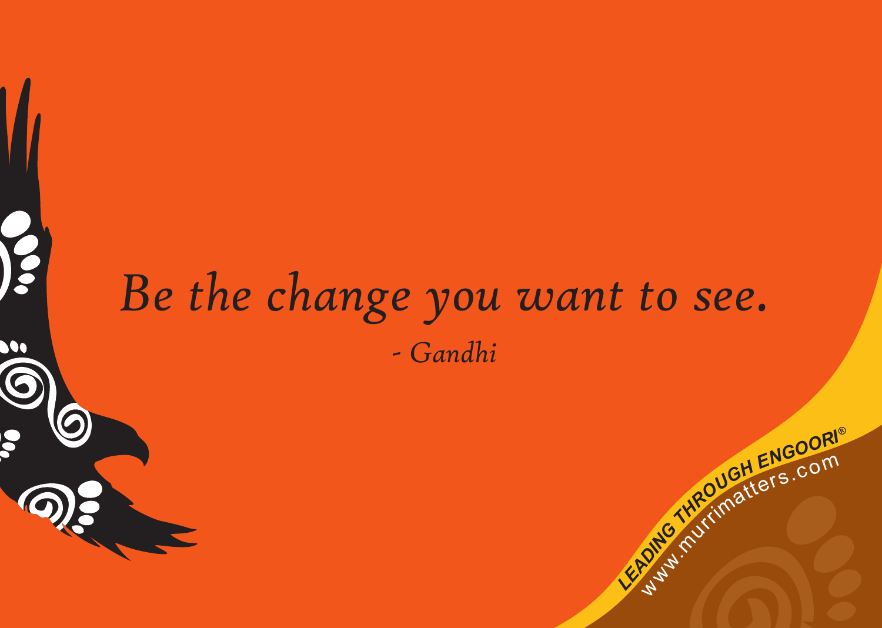*Be the change you want to see.*

*- Gandhi*

LEADING THROUGH ENGOORI®

www.murrimatters.com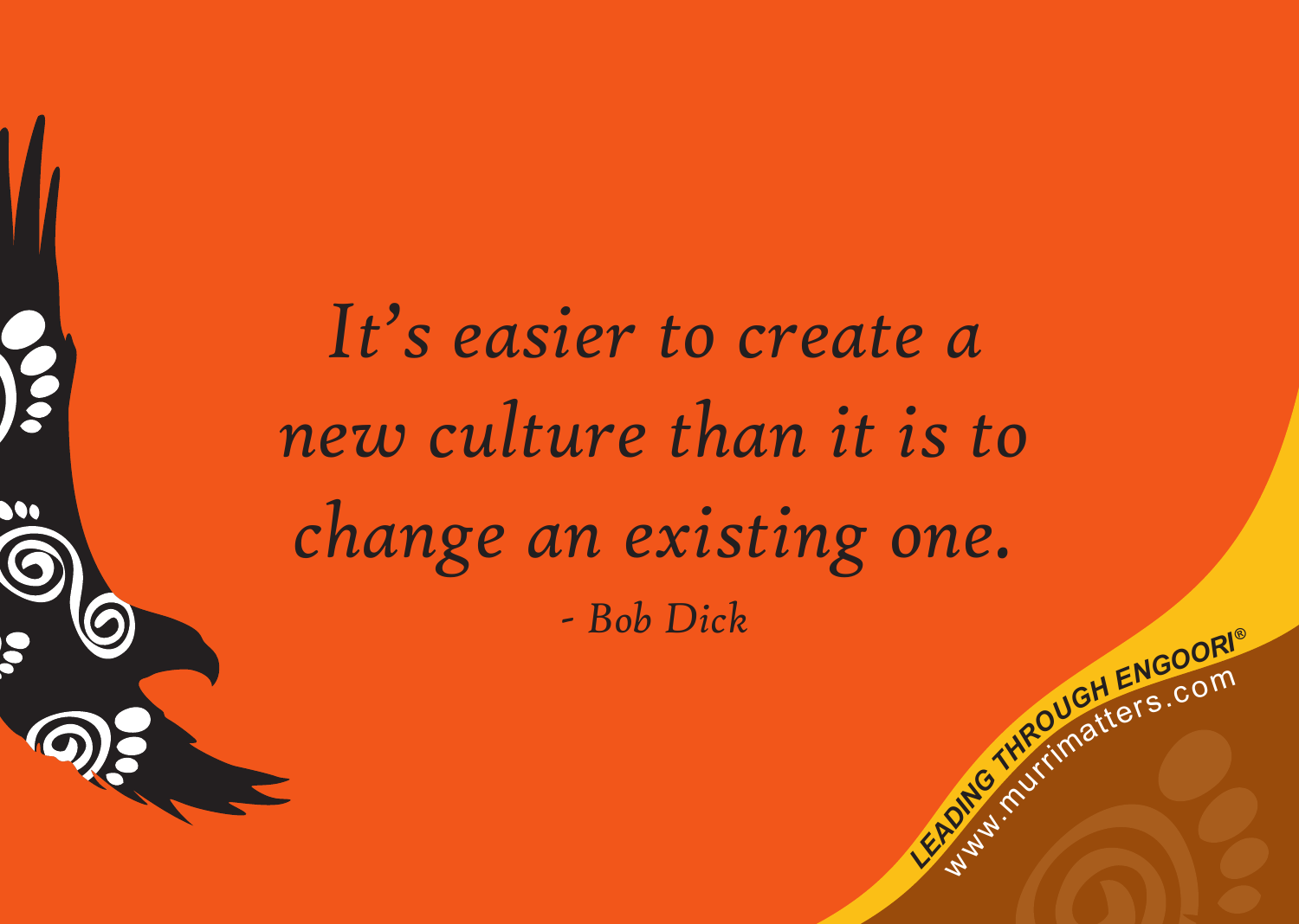*It's easier to create a new culture than it is to change an existing one.*

*- Bob Dick*

**LEADING THROUGH ENGOORI®**

www.murrimatters.com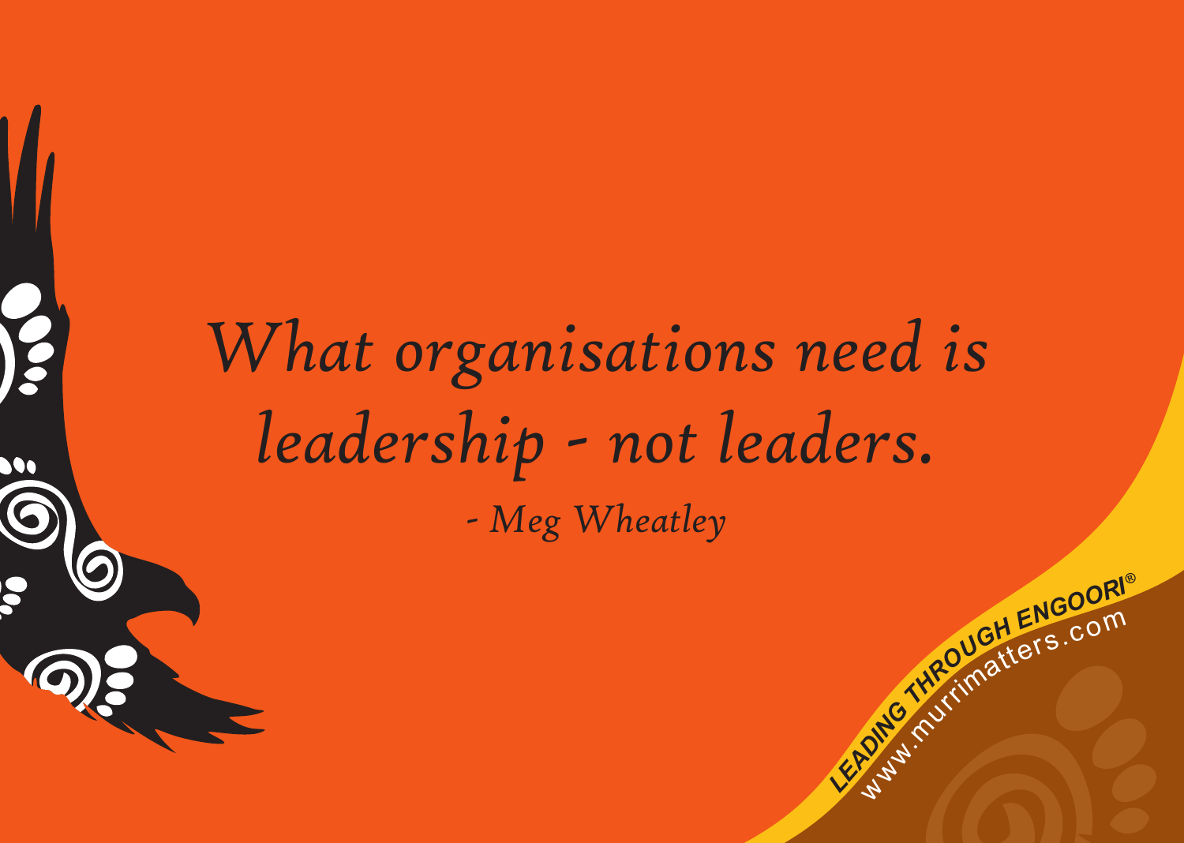*What organisations need is leadership - not leaders.*

*- Meg Wheatley*

LEADING THROUGH ENGOORI®

www.murrimatters.com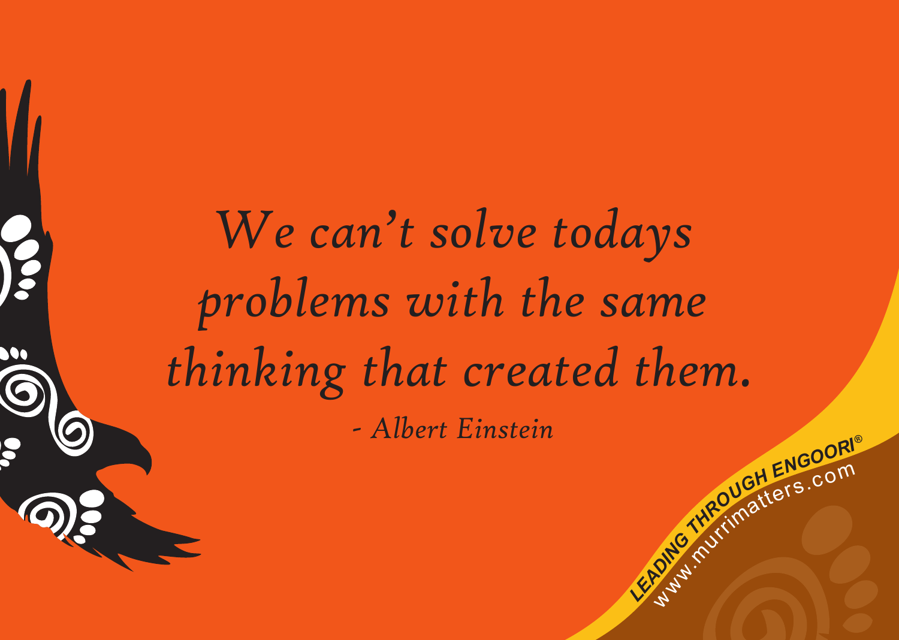*We can't solve todays problems with the same thinking that created them.*

*- Albert Einstein*

**LEADING THROUGH ENGOORI®**

www.murrimatters.com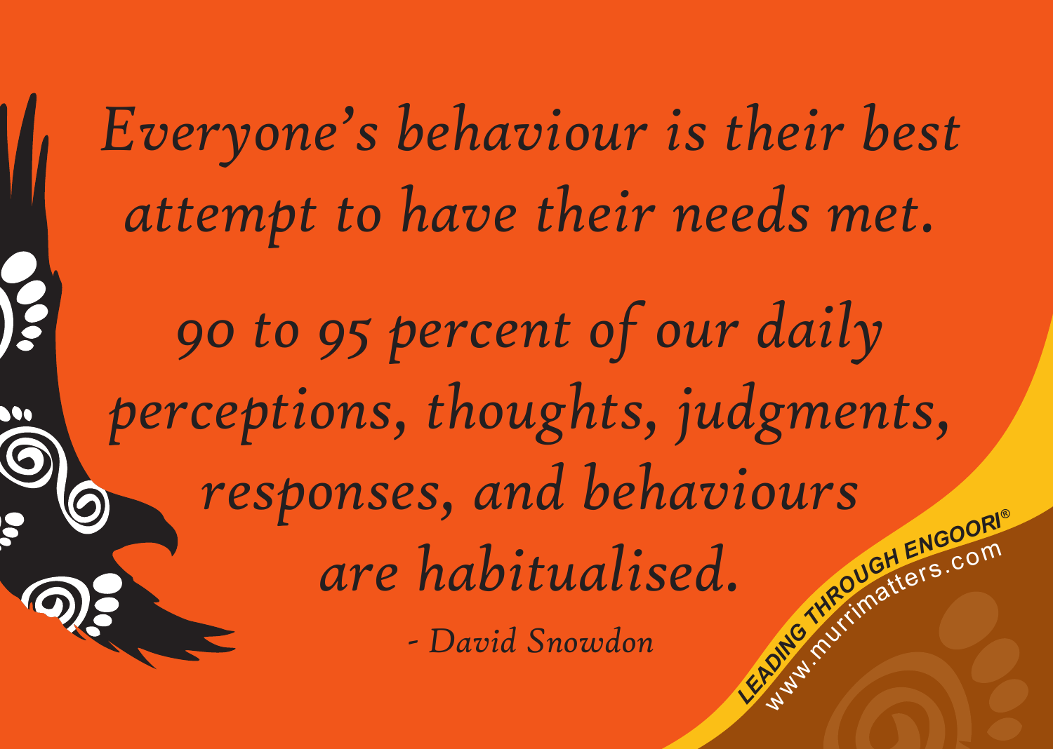*Everyone's behaviour is their best attempt to have their needs met.*

*90 to 95 percent of our daily perceptions, thoughts, judgments, responses, and behaviours are habitualised.*

*- David Snowdon*

**LEADING THROUGH ENGOORI®**
www.murrimatters.com